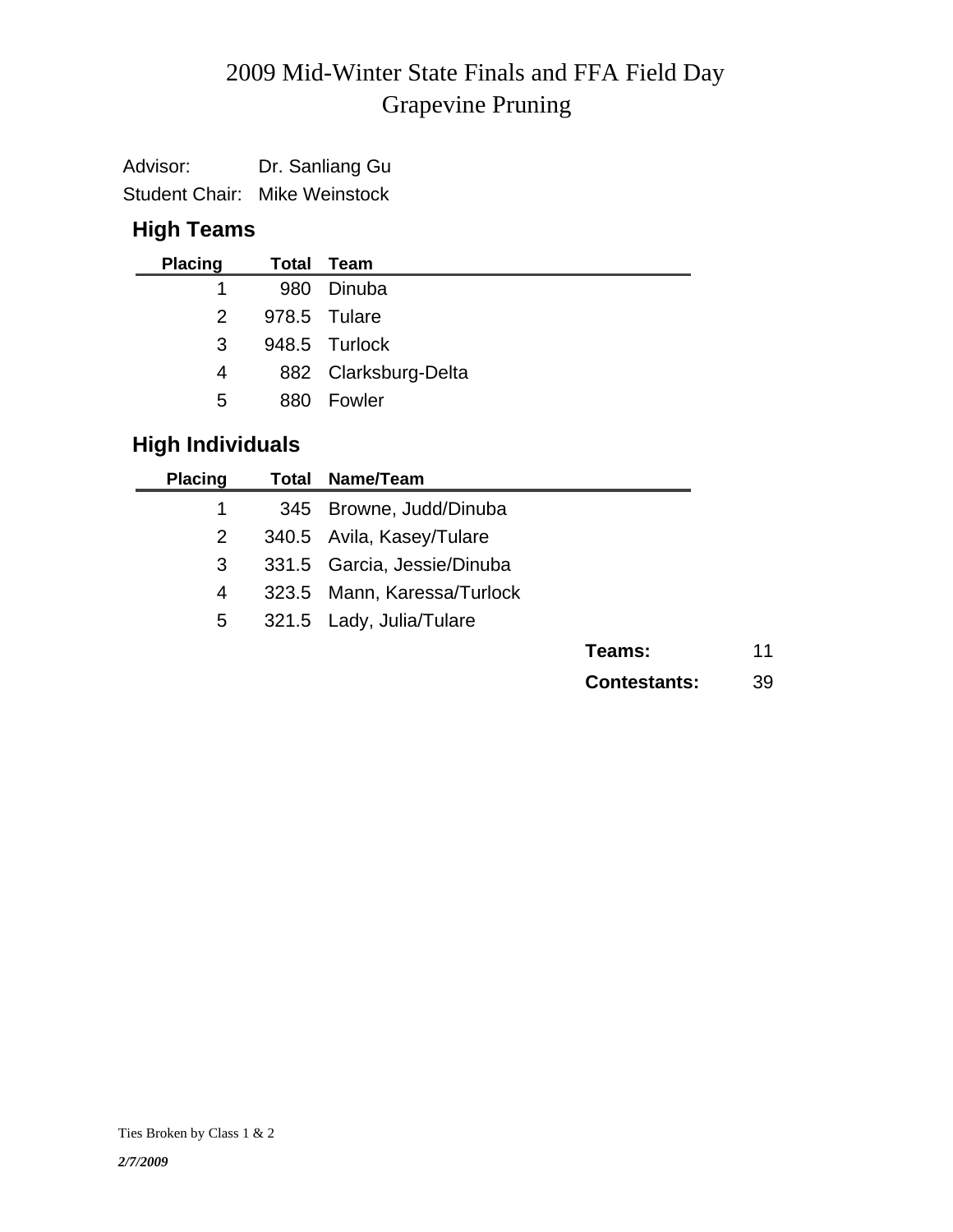# 2009 Mid-Winter State Finals and FFA Field Day
## Grapevine Pruning

Advisor: Dr. Sanliang Gu

Student Chair: Mike Weinstock

### High Teams

| Placing | Total | Team |
|---|---|---|
| 1 | 980 | Dinuba |
| 2 | 978.5 | Tulare |
| 3 | 948.5 | Turlock |
| 4 | 882 | Clarksburg-Delta |
| 5 | 880 | Fowler |

### High Individuals

| Placing | Total | Name/Team |
|---|---|---|
| 1 | 345 | Browne, Judd/Dinuba |
| 2 | 340.5 | Avila, Kasey/Tulare |
| 3 | 331.5 | Garcia, Jessie/Dinuba |
| 4 | 323.5 | Mann, Karessa/Turlock |
| 5 | 321.5 | Lady, Julia/Tulare |

**Teams:** 11

**Contestants:** 39

Ties Broken by Class 1 & 2

*2/7/2009*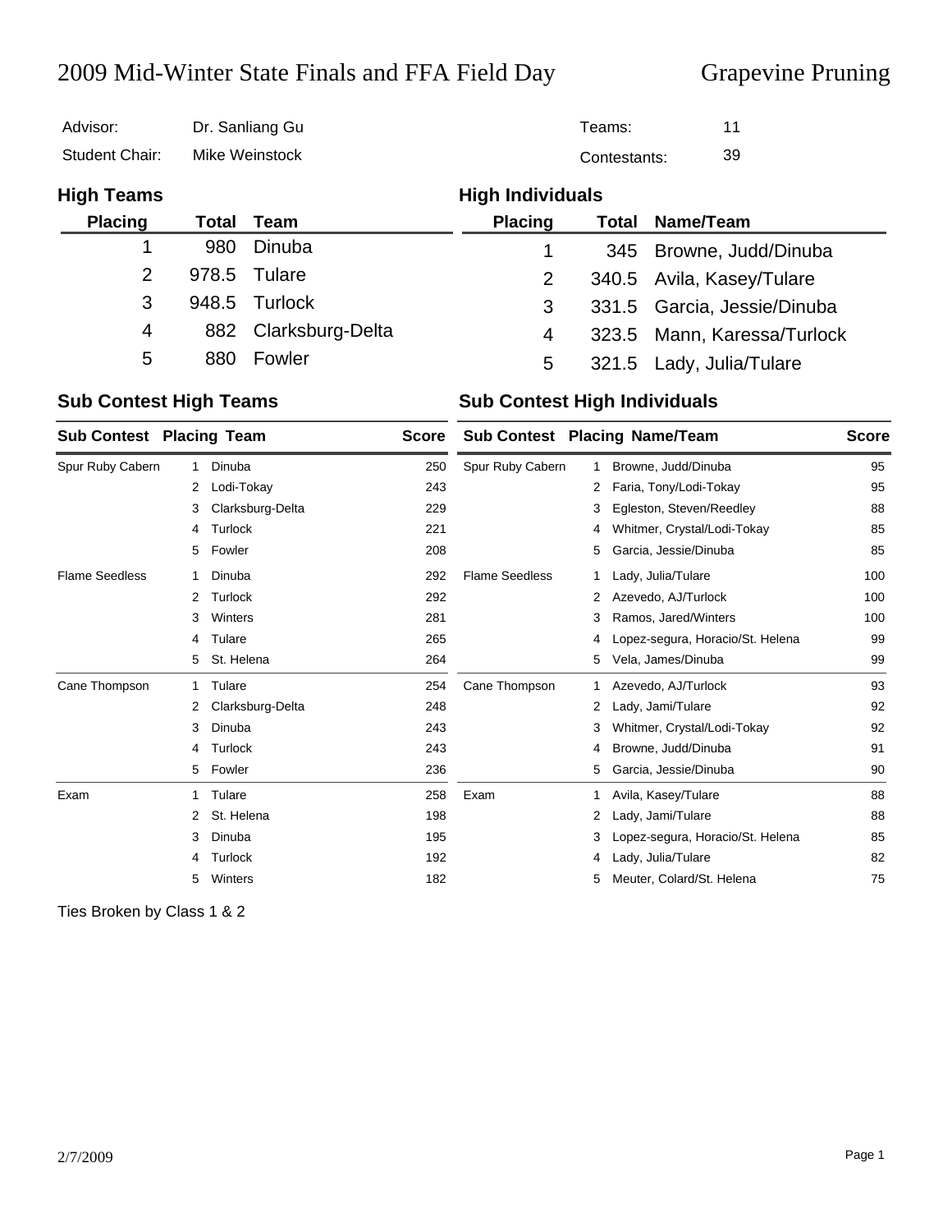# 2009 Mid-Winter State Finals and FFA Field Day

## Grapevine Pruning

| | | | |
|---|---|---|---|
| Advisor: | Dr. Sanliang Gu | Teams: | 11 |
| Student Chair: | Mike Weinstock | Contestants: | 39 |

### High Teams

| Placing | Total | Team |
|---|---|---|
| 1 | 980 | Dinuba |
| 2 | 978.5 | Tulare |
| 3 | 948.5 | Turlock |
| 4 | 882 | Clarksburg-Delta |
| 5 | 880 | Fowler |

### High Individuals

| Placing | Total | Name/Team |
|---|---|---|
| 1 | 345 | Browne, Judd/Dinuba |
| 2 | 340.5 | Avila, Kasey/Tulare |
| 3 | 331.5 | Garcia, Jessie/Dinuba |
| 4 | 323.5 | Mann, Karessa/Turlock |
| 5 | 321.5 | Lady, Julia/Tulare |

### Sub Contest High Teams

| Sub Contest | Placing | Team | Score |
|---|---|---|---|
| Spur Ruby Cabern | 1 | Dinuba | 250 |
| | 2 | Lodi-Tokay | 243 |
| | 3 | Clarksburg-Delta | 229 |
| | 4 | Turlock | 221 |
| | 5 | Fowler | 208 |
| Flame Seedless | 1 | Dinuba | 292 |
| | 2 | Turlock | 292 |
| | 3 | Winters | 281 |
| | 4 | Tulare | 265 |
| | 5 | St. Helena | 264 |
| Cane Thompson | 1 | Tulare | 254 |
| | 2 | Clarksburg-Delta | 248 |
| | 3 | Dinuba | 243 |
| | 4 | Turlock | 243 |
| | 5 | Fowler | 236 |
| Exam | 1 | Tulare | 258 |
| | 2 | St. Helena | 198 |
| | 3 | Dinuba | 195 |
| | 4 | Turlock | 192 |
| | 5 | Winters | 182 |

### Sub Contest High Individuals

| Sub Contest | Placing | Name/Team | Score |
|---|---|---|---|
| Spur Ruby Cabern | 1 | Browne, Judd/Dinuba | 95 |
| | 2 | Faria, Tony/Lodi-Tokay | 95 |
| | 3 | Egleston, Steven/Reedley | 88 |
| | 4 | Whitmer, Crystal/Lodi-Tokay | 85 |
| | 5 | Garcia, Jessie/Dinuba | 85 |
| Flame Seedless | 1 | Lady, Julia/Tulare | 100 |
| | 2 | Azevedo, AJ/Turlock | 100 |
| | 3 | Ramos, Jared/Winters | 100 |
| | 4 | Lopez-segura, Horacio/St. Helena | 99 |
| | 5 | Vela, James/Dinuba | 99 |
| Cane Thompson | 1 | Azevedo, AJ/Turlock | 93 |
| | 2 | Lady, Jami/Tulare | 92 |
| | 3 | Whitmer, Crystal/Lodi-Tokay | 92 |
| | 4 | Browne, Judd/Dinuba | 91 |
| | 5 | Garcia, Jessie/Dinuba | 90 |
| Exam | 1 | Avila, Kasey/Tulare | 88 |
| | 2 | Lady, Jami/Tulare | 88 |
| | 3 | Lopez-segura, Horacio/St. Helena | 85 |
| | 4 | Lady, Julia/Tulare | 82 |
| | 5 | Meuter, Colard/St. Helena | 75 |

Ties Broken by Class 1 & 2

2/7/2009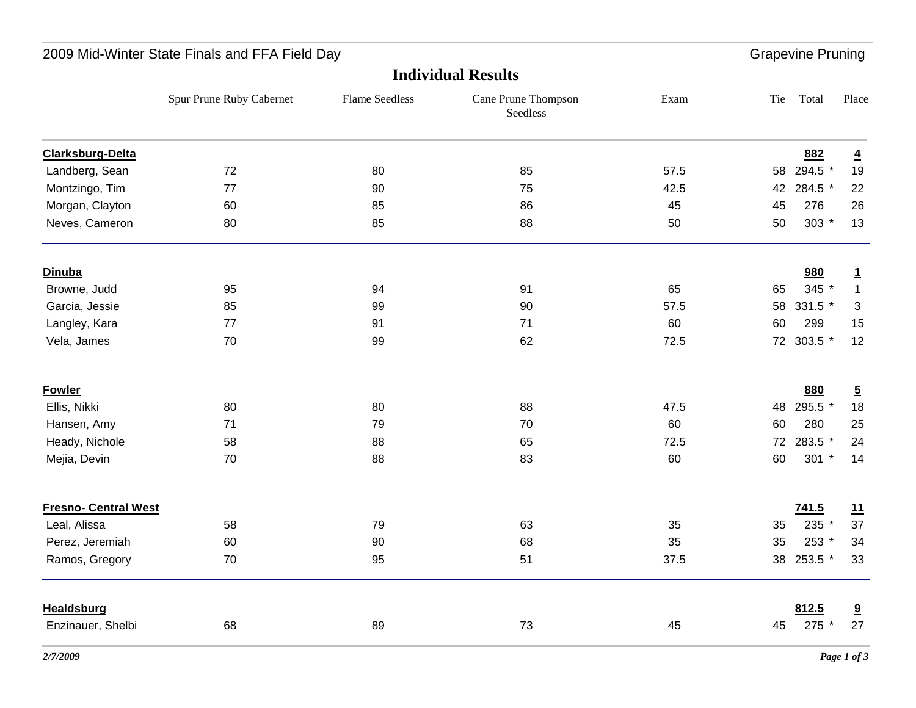2009 Mid-Winter State Finals and FFA Field Day — Grapevine Pruning

## Individual Results

| | Spur Prune Ruby Cabernet | Flame Seedless | Cane Prune Thompson Seedless | Exam | Tie | Total | Place |
|---|---|---|---|---|---|---|---|
| **Clarksburg-Delta** | | | | | | **882** | **4** |
| Landberg, Sean | 72 | 80 | 85 | 57.5 | 58 | 294.5 * | 19 |
| Montzingo, Tim | 77 | 90 | 75 | 42.5 | 42 | 284.5 * | 22 |
| Morgan, Clayton | 60 | 85 | 86 | 45 | 45 | 276 | 26 |
| Neves, Cameron | 80 | 85 | 88 | 50 | 50 | 303 * | 13 |
| **Dinuba** | | | | | | **980** | **1** |
| Browne, Judd | 95 | 94 | 91 | 65 | 65 | 345 * | 1 |
| Garcia, Jessie | 85 | 99 | 90 | 57.5 | 58 | 331.5 * | 3 |
| Langley, Kara | 77 | 91 | 71 | 60 | 60 | 299 | 15 |
| Vela, James | 70 | 99 | 62 | 72.5 | 72 | 303.5 * | 12 |
| **Fowler** | | | | | | **880** | **5** |
| Ellis, Nikki | 80 | 80 | 88 | 47.5 | 48 | 295.5 * | 18 |
| Hansen, Amy | 71 | 79 | 70 | 60 | 60 | 280 | 25 |
| Heady, Nichole | 58 | 88 | 65 | 72.5 | 72 | 283.5 * | 24 |
| Mejia, Devin | 70 | 88 | 83 | 60 | 60 | 301 * | 14 |
| **Fresno- Central West** | | | | | | **741.5** | **11** |
| Leal, Alissa | 58 | 79 | 63 | 35 | 35 | 235 * | 37 |
| Perez, Jeremiah | 60 | 90 | 68 | 35 | 35 | 253 * | 34 |
| Ramos, Gregory | 70 | 95 | 51 | 37.5 | 38 | 253.5 * | 33 |
| **Healdsburg** | | | | | | **812.5** | **9** |
| Enzinauer, Shelbi | 68 | 89 | 73 | 45 | 45 | 275 * | 27 |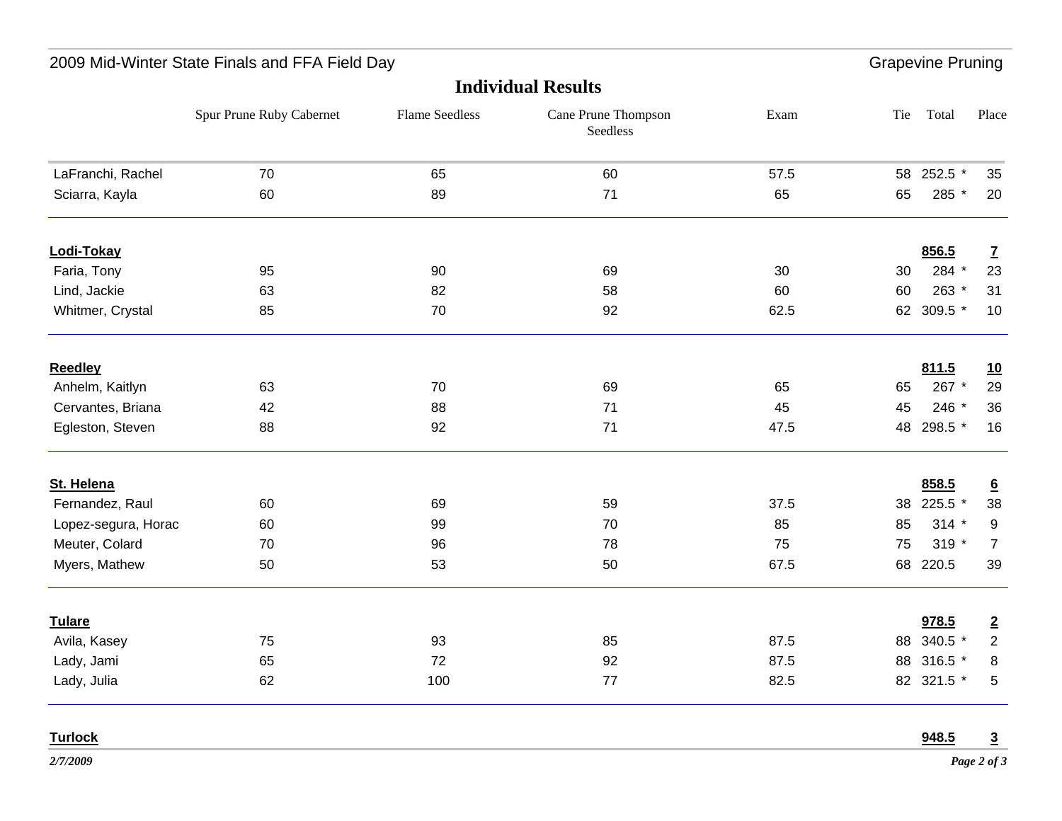## Individual Results

| | Spur Prune Ruby Cabernet | Flame Seedless | Cane Prune Thompson Seedless | Exam | Tie | Total | Place |
|---|---|---|---|---|---|---|---|
| LaFranchi, Rachel | 70 | 65 | 60 | 57.5 | 58 | 252.5 * | 35 |
| Sciarra, Kayla | 60 | 89 | 71 | 65 | 65 | 285 * | 20 |
| **Lodi-Tokay** | | | | | | **856.5** | **7** |
| Faria, Tony | 95 | 90 | 69 | 30 | 30 | 284 * | 23 |
| Lind, Jackie | 63 | 82 | 58 | 60 | 60 | 263 * | 31 |
| Whitmer, Crystal | 85 | 70 | 92 | 62.5 | 62 | 309.5 * | 10 |
| **Reedley** | | | | | | **811.5** | **10** |
| Anhelm, Kaitlyn | 63 | 70 | 69 | 65 | 65 | 267 * | 29 |
| Cervantes, Briana | 42 | 88 | 71 | 45 | 45 | 246 * | 36 |
| Egleston, Steven | 88 | 92 | 71 | 47.5 | 48 | 298.5 * | 16 |
| **St. Helena** | | | | | | **858.5** | **6** |
| Fernandez, Raul | 60 | 69 | 59 | 37.5 | 38 | 225.5 * | 38 |
| Lopez-segura, Horac | 60 | 99 | 70 | 85 | 85 | 314 * | 9 |
| Meuter, Colard | 70 | 96 | 78 | 75 | 75 | 319 * | 7 |
| Myers, Mathew | 50 | 53 | 50 | 67.5 | 68 | 220.5 | 39 |
| **Tulare** | | | | | | **978.5** | **2** |
| Avila, Kasey | 75 | 93 | 85 | 87.5 | 88 | 340.5 * | 2 |
| Lady, Jami | 65 | 72 | 92 | 87.5 | 88 | 316.5 * | 8 |
| Lady, Julia | 62 | 100 | 77 | 82.5 | 82 | 321.5 * | 5 |
| **Turlock** | | | | | | **948.5** | **3** |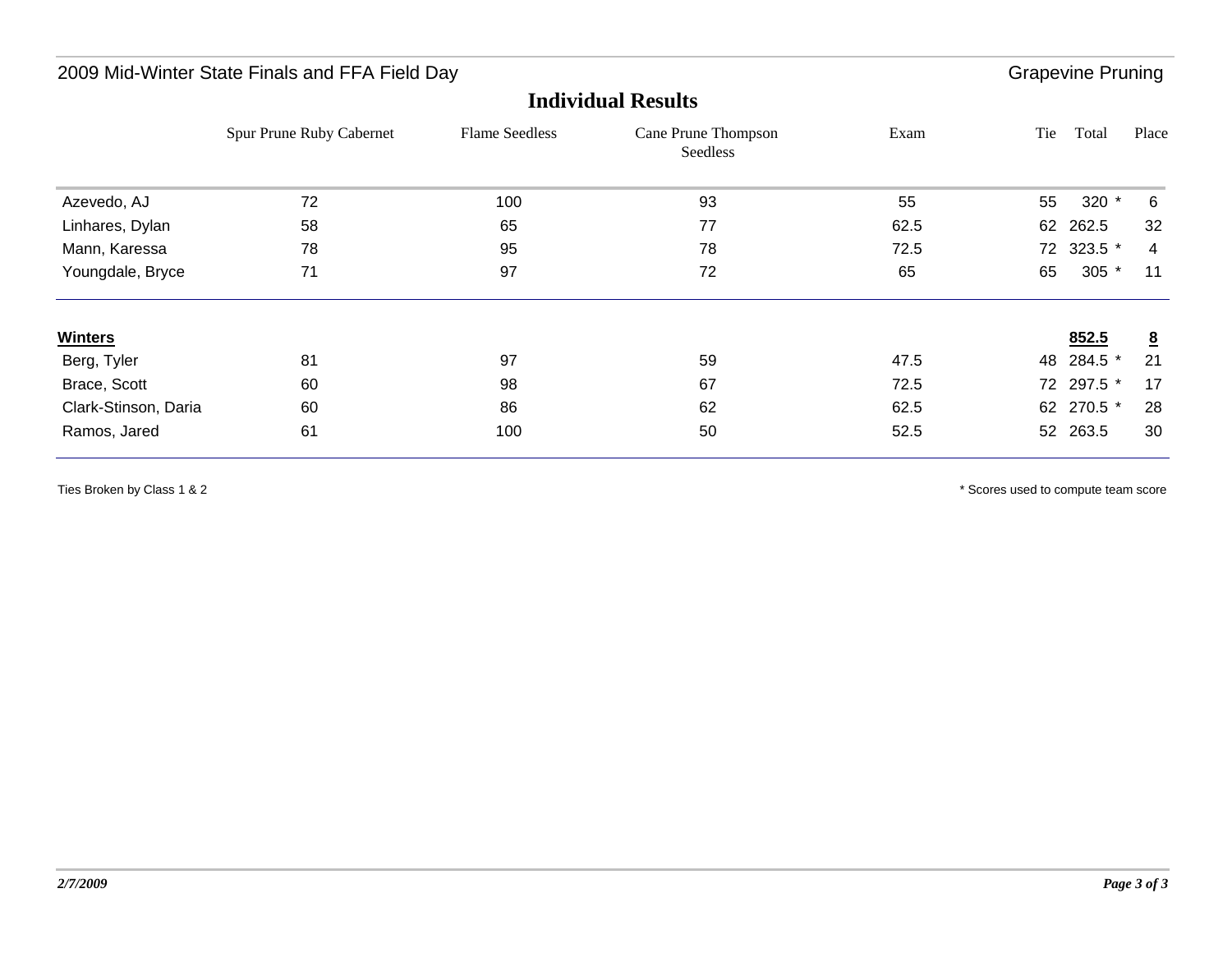2009 Mid-Winter State Finals and FFA Field Day

Grapevine Pruning

## Individual Results

| | Spur Prune Ruby Cabernet | Flame Seedless | Cane Prune Thompson Seedless | Exam | Tie | Total | Place |
|---|---|---|---|---|---|---|---|
| Azevedo, AJ | 72 | 100 | 93 | 55 | 55 | 320 * | 6 |
| Linhares, Dylan | 58 | 65 | 77 | 62.5 | 62 | 262.5 | 32 |
| Mann, Karessa | 78 | 95 | 78 | 72.5 | 72 | 323.5 * | 4 |
| Youngdale, Bryce | 71 | 97 | 72 | 65 | 65 | 305 * | 11 |
| **Winters** | | | | | | **852.5** | **8** |
| Berg, Tyler | 81 | 97 | 59 | 47.5 | 48 | 284.5 * | 21 |
| Brace, Scott | 60 | 98 | 67 | 72.5 | 72 | 297.5 * | 17 |
| Clark-Stinson, Daria | 60 | 86 | 62 | 62.5 | 62 | 270.5 * | 28 |
| Ramos, Jared | 61 | 100 | 50 | 52.5 | 52 | 263.5 | 30 |

Ties Broken by Class 1 & 2

* Scores used to compute team score

*2/7/2009*